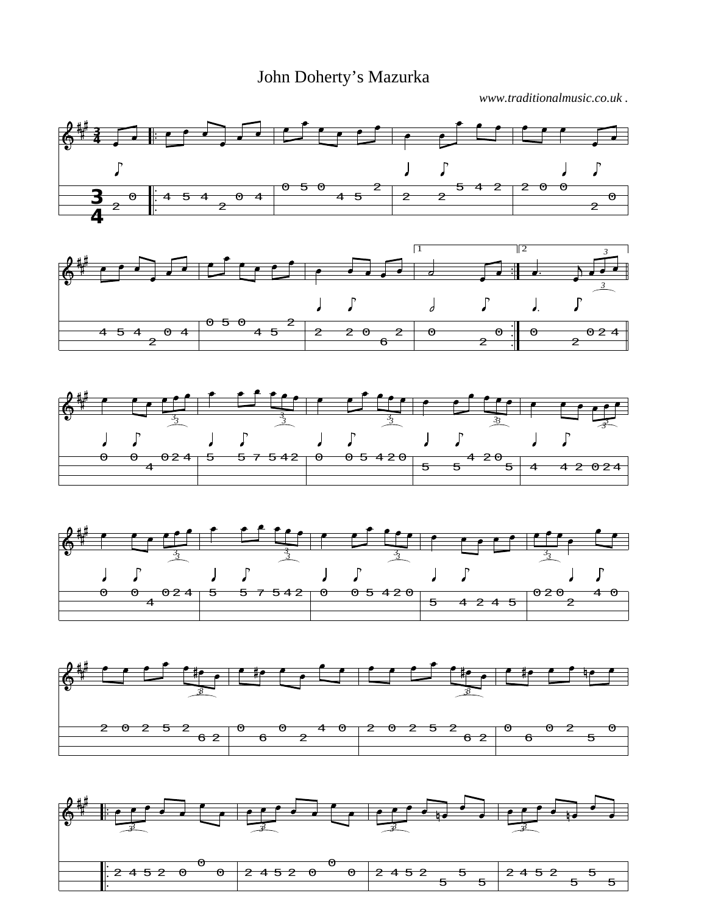# John Doherty's Mazurka

*www.traditionalmusic.co.uk .*